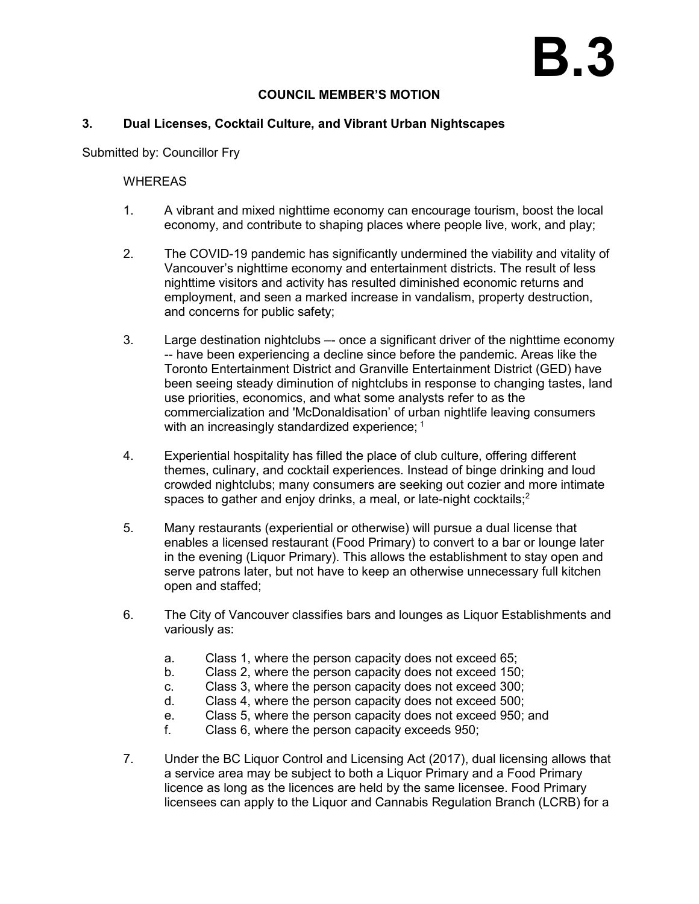# B.3

**COUNCIL MEMBER'S MOTION**

## 3. Dual Licenses, Cocktail Culture, and Vibrant Urban Nightscapes

Submitted by: Councillor Fry

WHEREAS

1. A vibrant and mixed nighttime economy can encourage tourism, boost the local economy, and contribute to shaping places where people live, work, and play;

2. The COVID-19 pandemic has significantly undermined the viability and vitality of Vancouver's nighttime economy and entertainment districts. The result of less nighttime visitors and activity has resulted diminished economic returns and employment, and seen a marked increase in vandalism, property destruction, and concerns for public safety;

3. Large destination nightclubs –- once a significant driver of the nighttime economy -- have been experiencing a decline since before the pandemic. Areas like the Toronto Entertainment District and Granville Entertainment District (GED) have been seeing steady diminution of nightclubs in response to changing tastes, land use priorities, economics, and what some analysts refer to as the commercialization and 'McDonaldisation' of urban nightlife leaving consumers with an increasingly standardized experience; [1]

4. Experiential hospitality has filled the place of club culture, offering different themes, culinary, and cocktail experiences. Instead of binge drinking and loud crowded nightclubs; many consumers are seeking out cozier and more intimate spaces to gather and enjoy drinks, a meal, or late-night cocktails;[2]

5. Many restaurants (experiential or otherwise) will pursue a dual license that enables a licensed restaurant (Food Primary) to convert to a bar or lounge later in the evening (Liquor Primary). This allows the establishment to stay open and serve patrons later, but not have to keep an otherwise unnecessary full kitchen open and staffed;

6. The City of Vancouver classifies bars and lounges as Liquor Establishments and variously as:

   a. Class 1, where the person capacity does not exceed 65;
   b. Class 2, where the person capacity does not exceed 150;
   c. Class 3, where the person capacity does not exceed 300;
   d. Class 4, where the person capacity does not exceed 500;
   e. Class 5, where the person capacity does not exceed 950; and
   f. Class 6, where the person capacity exceeds 950;

7. Under the BC Liquor Control and Licensing Act (2017), dual licensing allows that a service area may be subject to both a Liquor Primary and a Food Primary licence as long as the licences are held by the same licensee. Food Primary licensees can apply to the Liquor and Cannabis Regulation Branch (LCRB) for a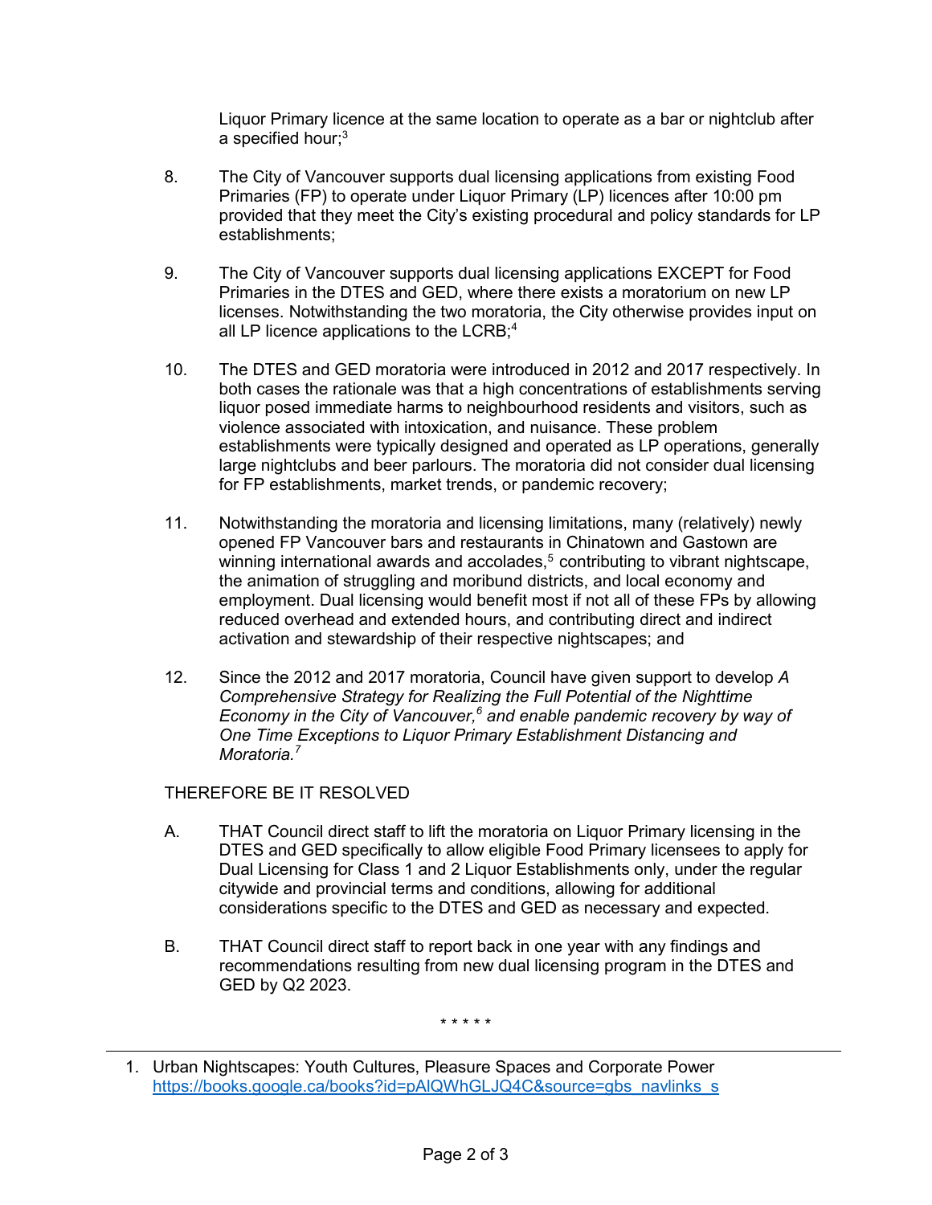Liquor Primary licence at the same location to operate as a bar or nightclub after a specified hour;[3]

8. The City of Vancouver supports dual licensing applications from existing Food Primaries (FP) to operate under Liquor Primary (LP) licences after 10:00 pm provided that they meet the City's existing procedural and policy standards for LP establishments;

9. The City of Vancouver supports dual licensing applications EXCEPT for Food Primaries in the DTES and GED, where there exists a moratorium on new LP licenses. Notwithstanding the two moratoria, the City otherwise provides input on all LP licence applications to the LCRB;[4]

10. The DTES and GED moratoria were introduced in 2012 and 2017 respectively. In both cases the rationale was that a high concentrations of establishments serving liquor posed immediate harms to neighbourhood residents and visitors, such as violence associated with intoxication, and nuisance. These problem establishments were typically designed and operated as LP operations, generally large nightclubs and beer parlours. The moratoria did not consider dual licensing for FP establishments, market trends, or pandemic recovery;

11. Notwithstanding the moratoria and licensing limitations, many (relatively) newly opened FP Vancouver bars and restaurants in Chinatown and Gastown are winning international awards and accolades,[5] contributing to vibrant nightscape, the animation of struggling and moribund districts, and local economy and employment. Dual licensing would benefit most if not all of these FPs by allowing reduced overhead and extended hours, and contributing direct and indirect activation and stewardship of their respective nightscapes; and

12. Since the 2012 and 2017 moratoria, Council have given support to develop *A Comprehensive Strategy for Realizing the Full Potential of the Nighttime Economy in the City of Vancouver,*[6] *and enable pandemic recovery by way of One Time Exceptions to Liquor Primary Establishment Distancing and Moratoria.*[7]

THEREFORE BE IT RESOLVED

A. THAT Council direct staff to lift the moratoria on Liquor Primary licensing in the DTES and GED specifically to allow eligible Food Primary licensees to apply for Dual Licensing for Class 1 and 2 Liquor Establishments only, under the regular citywide and provincial terms and conditions, allowing for additional considerations specific to the DTES and GED as necessary and expected.

B. THAT Council direct staff to report back in one year with any findings and recommendations resulting from new dual licensing program in the DTES and GED by Q2 2023.

\* \* \* \* \*

---

1. Urban Nightscapes: Youth Cultures, Pleasure Spaces and Corporate Power https://books.google.ca/books?id=pAlQWhGLJQ4C&source=gbs_navlinks_s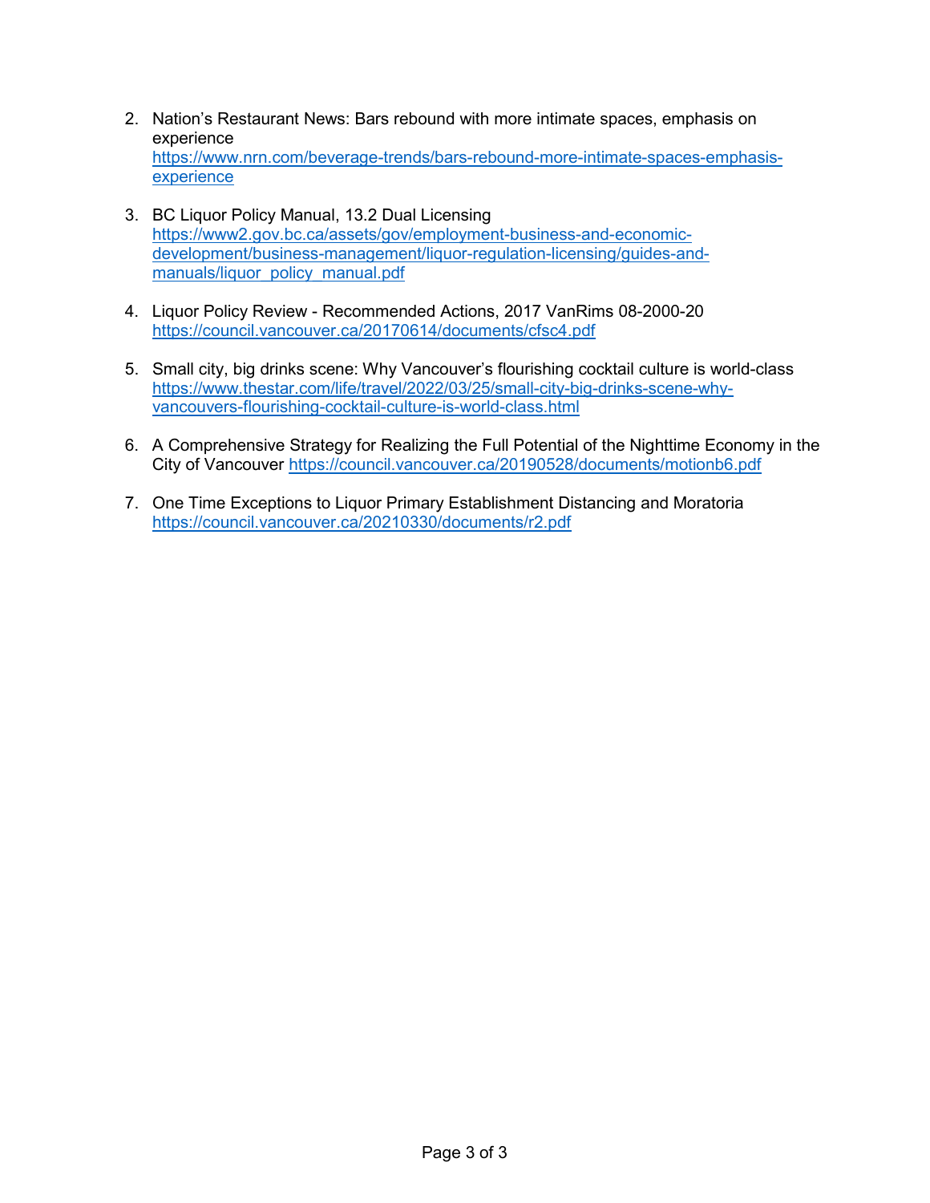2. Nation's Restaurant News: Bars rebound with more intimate spaces, emphasis on experience https://www.nrn.com/beverage-trends/bars-rebound-more-intimate-spaces-emphasis-experience

3. BC Liquor Policy Manual, 13.2 Dual Licensing https://www2.gov.bc.ca/assets/gov/employment-business-and-economic-development/business-management/liquor-regulation-licensing/guides-and-manuals/liquor_policy_manual.pdf

4. Liquor Policy Review - Recommended Actions, 2017 VanRims 08-2000-20 https://council.vancouver.ca/20170614/documents/cfsc4.pdf

5. Small city, big drinks scene: Why Vancouver's flourishing cocktail culture is world-class https://www.thestar.com/life/travel/2022/03/25/small-city-big-drinks-scene-why-vancouvers-flourishing-cocktail-culture-is-world-class.html

6. A Comprehensive Strategy for Realizing the Full Potential of the Nighttime Economy in the City of Vancouver https://council.vancouver.ca/20190528/documents/motionb6.pdf

7. One Time Exceptions to Liquor Primary Establishment Distancing and Moratoria https://council.vancouver.ca/20210330/documents/r2.pdf